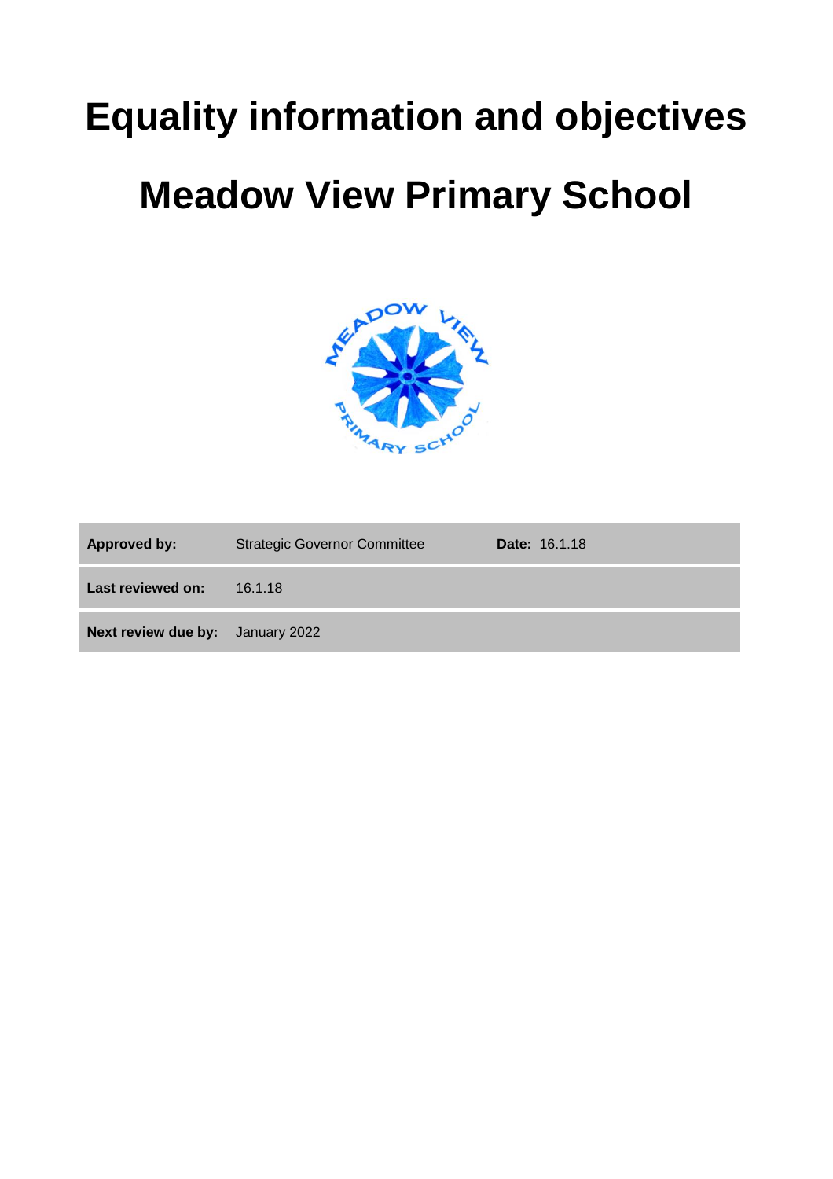# Equality information and objectives

# Meadow View Primary School

| Approved by: | Strategic Governor Committee | Date: 16.1.18 |
|---|---|---|
| Last reviewed on: | 16.1.18 | |
| Next review due by: | January 2022 | |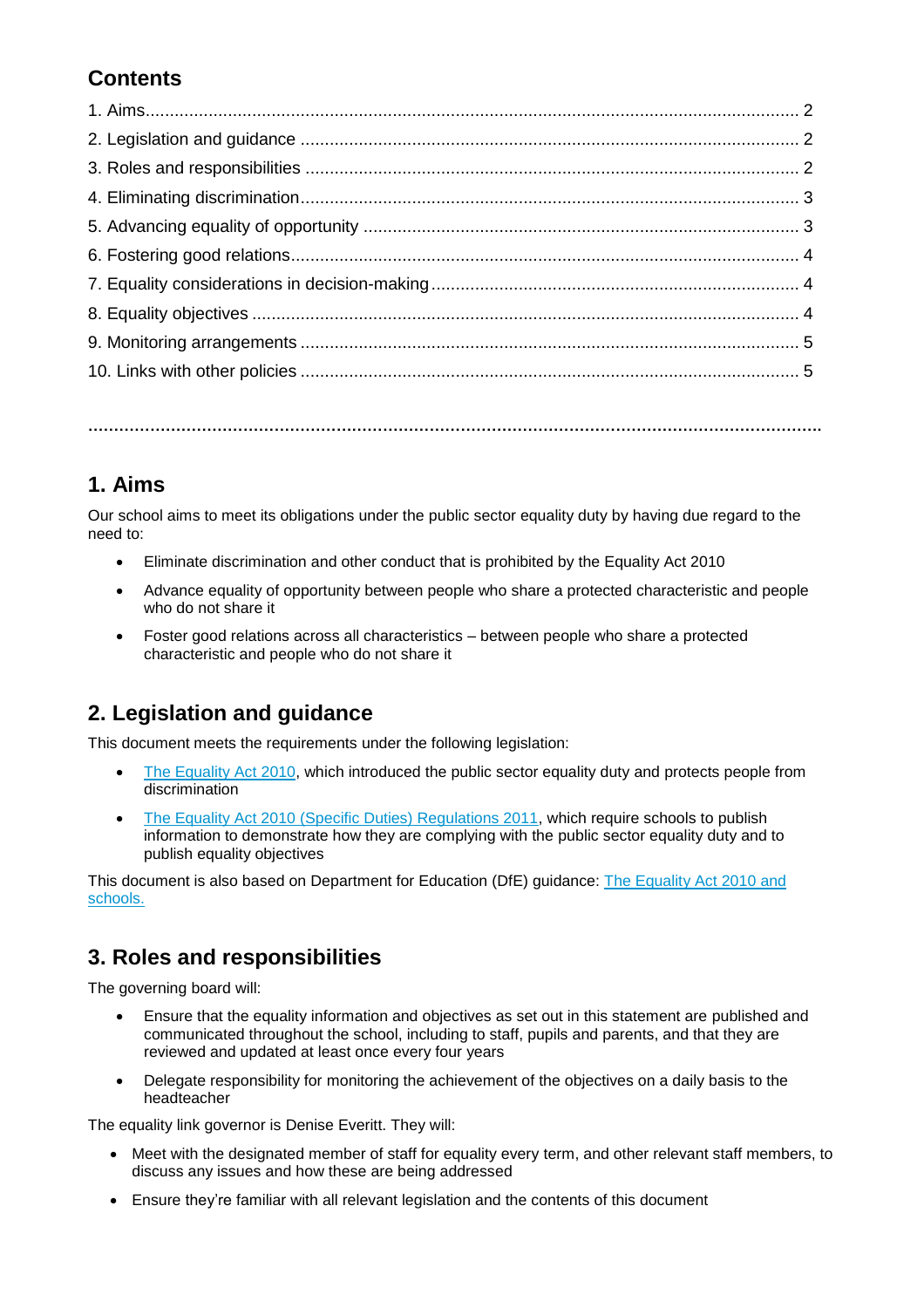## Contents

1. Aims ........ 2
2. Legislation and guidance ........ 2
3. Roles and responsibilities ........ 2
4. Eliminating discrimination ........ 3
5. Advancing equality of opportunity ........ 3
6. Fostering good relations ........ 4
7. Equality considerations in decision-making ........ 4
8. Equality objectives ........ 4
9. Monitoring arrangements ........ 5
10. Links with other policies ........ 5

---

## 1. Aims

Our school aims to meet its obligations under the public sector equality duty by having due regard to the need to:

- Eliminate discrimination and other conduct that is prohibited by the Equality Act 2010
- Advance equality of opportunity between people who share a protected characteristic and people who do not share it
- Foster good relations across all characteristics – between people who share a protected characteristic and people who do not share it

## 2. Legislation and guidance

This document meets the requirements under the following legislation:

- The Equality Act 2010, which introduced the public sector equality duty and protects people from discrimination
- The Equality Act 2010 (Specific Duties) Regulations 2011, which require schools to publish information to demonstrate how they are complying with the public sector equality duty and to publish equality objectives

This document is also based on Department for Education (DfE) guidance: The Equality Act 2010 and schools.

## 3. Roles and responsibilities

The governing board will:

- Ensure that the equality information and objectives as set out in this statement are published and communicated throughout the school, including to staff, pupils and parents, and that they are reviewed and updated at least once every four years
- Delegate responsibility for monitoring the achievement of the objectives on a daily basis to the headteacher

The equality link governor is Denise Everitt. They will:

- Meet with the designated member of staff for equality every term, and other relevant staff members, to discuss any issues and how these are being addressed
- Ensure they're familiar with all relevant legislation and the contents of this document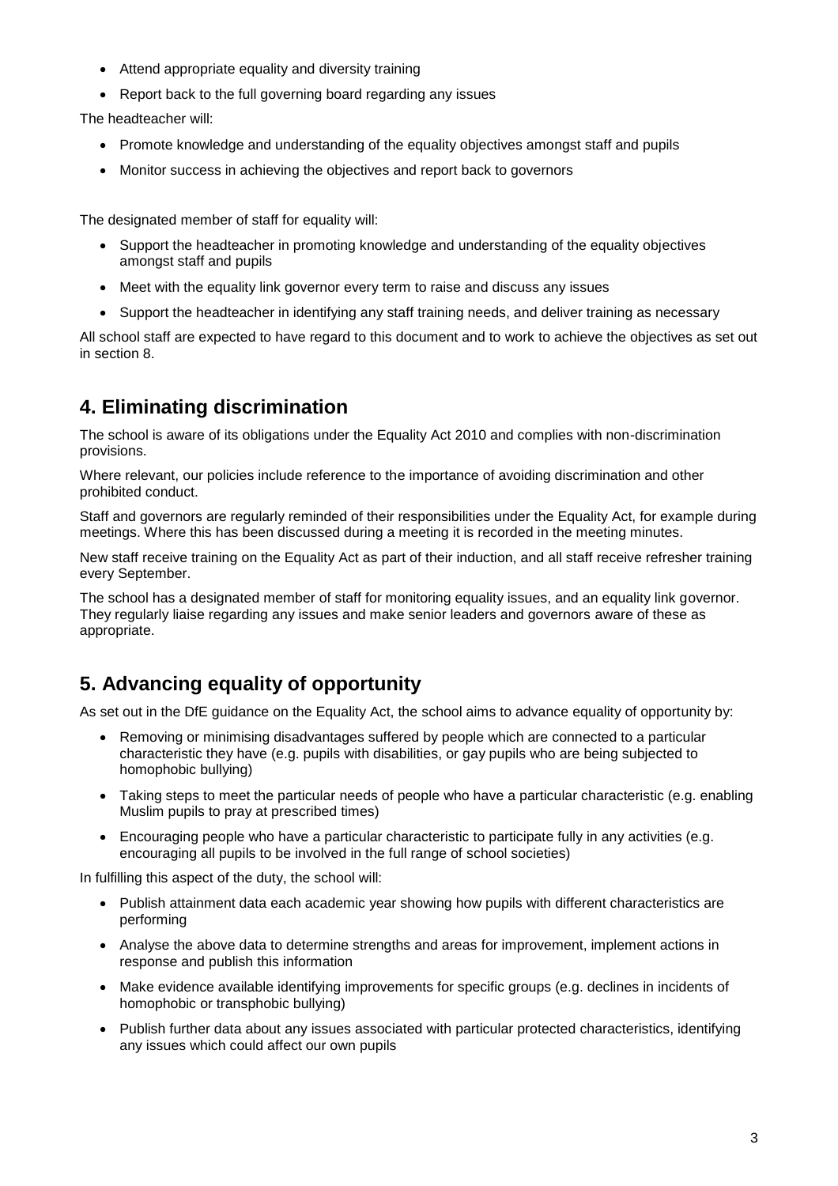- Attend appropriate equality and diversity training
- Report back to the full governing board regarding any issues

The headteacher will:

- Promote knowledge and understanding of the equality objectives amongst staff and pupils
- Monitor success in achieving the objectives and report back to governors

The designated member of staff for equality will:

- Support the headteacher in promoting knowledge and understanding of the equality objectives amongst staff and pupils
- Meet with the equality link governor every term to raise and discuss any issues
- Support the headteacher in identifying any staff training needs, and deliver training as necessary

All school staff are expected to have regard to this document and to work to achieve the objectives as set out in section 8.

## 4. Eliminating discrimination

The school is aware of its obligations under the Equality Act 2010 and complies with non-discrimination provisions.

Where relevant, our policies include reference to the importance of avoiding discrimination and other prohibited conduct.

Staff and governors are regularly reminded of their responsibilities under the Equality Act, for example during meetings. Where this has been discussed during a meeting it is recorded in the meeting minutes.

New staff receive training on the Equality Act as part of their induction, and all staff receive refresher training every September.

The school has a designated member of staff for monitoring equality issues, and an equality link governor. They regularly liaise regarding any issues and make senior leaders and governors aware of these as appropriate.

## 5. Advancing equality of opportunity

As set out in the DfE guidance on the Equality Act, the school aims to advance equality of opportunity by:

- Removing or minimising disadvantages suffered by people which are connected to a particular characteristic they have (e.g. pupils with disabilities, or gay pupils who are being subjected to homophobic bullying)
- Taking steps to meet the particular needs of people who have a particular characteristic (e.g. enabling Muslim pupils to pray at prescribed times)
- Encouraging people who have a particular characteristic to participate fully in any activities (e.g. encouraging all pupils to be involved in the full range of school societies)

In fulfilling this aspect of the duty, the school will:

- Publish attainment data each academic year showing how pupils with different characteristics are performing
- Analyse the above data to determine strengths and areas for improvement, implement actions in response and publish this information
- Make evidence available identifying improvements for specific groups (e.g. declines in incidents of homophobic or transphobic bullying)
- Publish further data about any issues associated with particular protected characteristics, identifying any issues which could affect our own pupils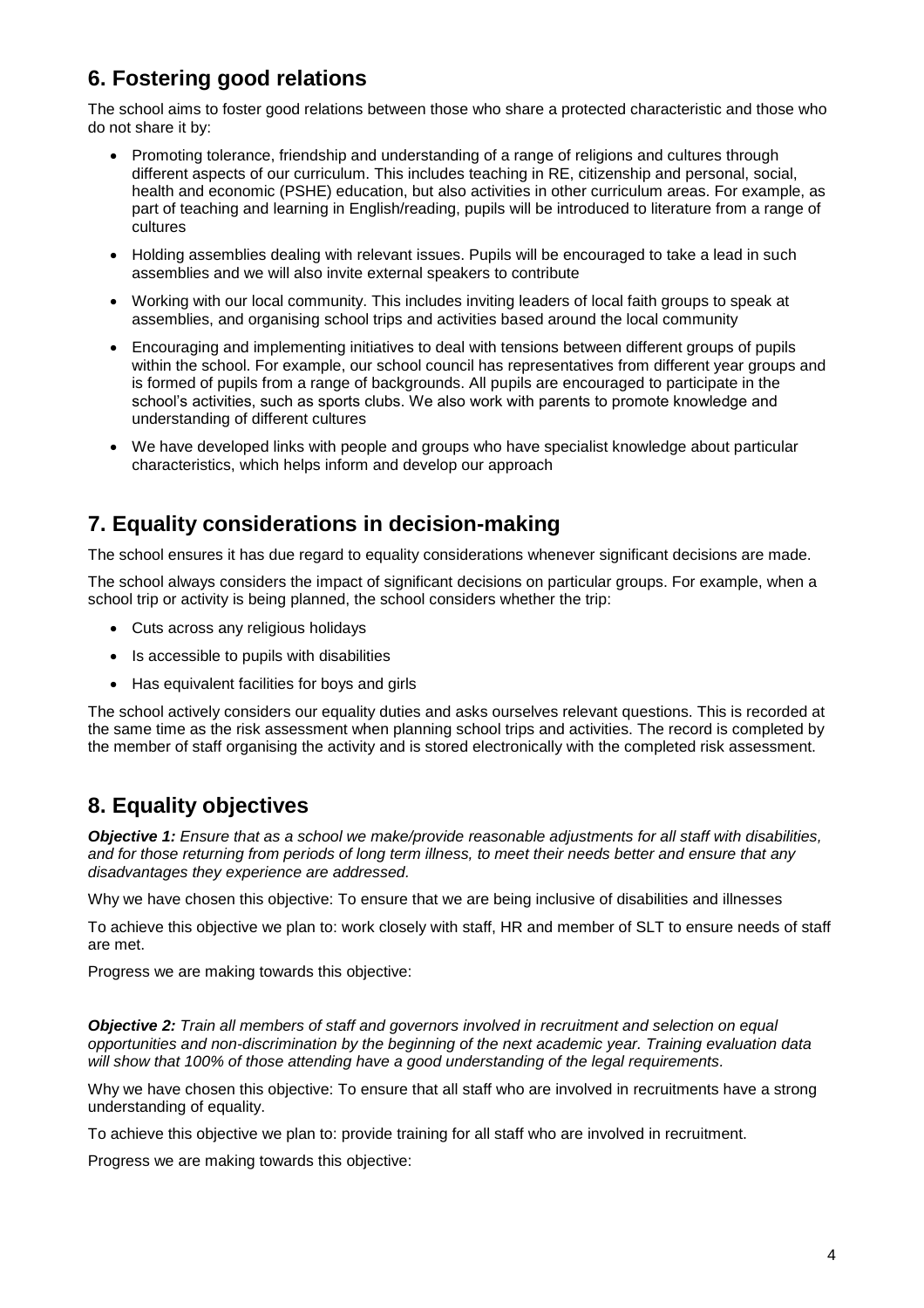## 6. Fostering good relations

The school aims to foster good relations between those who share a protected characteristic and those who do not share it by:

- Promoting tolerance, friendship and understanding of a range of religions and cultures through different aspects of our curriculum. This includes teaching in RE, citizenship and personal, social, health and economic (PSHE) education, but also activities in other curriculum areas. For example, as part of teaching and learning in English/reading, pupils will be introduced to literature from a range of cultures
- Holding assemblies dealing with relevant issues. Pupils will be encouraged to take a lead in such assemblies and we will also invite external speakers to contribute
- Working with our local community. This includes inviting leaders of local faith groups to speak at assemblies, and organising school trips and activities based around the local community
- Encouraging and implementing initiatives to deal with tensions between different groups of pupils within the school. For example, our school council has representatives from different year groups and is formed of pupils from a range of backgrounds. All pupils are encouraged to participate in the school's activities, such as sports clubs. We also work with parents to promote knowledge and understanding of different cultures
- We have developed links with people and groups who have specialist knowledge about particular characteristics, which helps inform and develop our approach

## 7. Equality considerations in decision-making

The school ensures it has due regard to equality considerations whenever significant decisions are made.

The school always considers the impact of significant decisions on particular groups. For example, when a school trip or activity is being planned, the school considers whether the trip:

- Cuts across any religious holidays
- Is accessible to pupils with disabilities
- Has equivalent facilities for boys and girls

The school actively considers our equality duties and asks ourselves relevant questions. This is recorded at the same time as the risk assessment when planning school trips and activities. The record is completed by the member of staff organising the activity and is stored electronically with the completed risk assessment.

## 8. Equality objectives

***Objective 1:*** *Ensure that as a school we make/provide reasonable adjustments for all staff with disabilities, and for those returning from periods of long term illness, to meet their needs better and ensure that any disadvantages they experience are addressed.*

Why we have chosen this objective: To ensure that we are being inclusive of disabilities and illnesses

To achieve this objective we plan to: work closely with staff, HR and member of SLT to ensure needs of staff are met.

Progress we are making towards this objective:

***Objective 2:*** *Train all members of staff and governors involved in recruitment and selection on equal opportunities and non-discrimination by the beginning of the next academic year. Training evaluation data will show that 100% of those attending have a good understanding of the legal requirements.*

Why we have chosen this objective: To ensure that all staff who are involved in recruitments have a strong understanding of equality.

To achieve this objective we plan to: provide training for all staff who are involved in recruitment.

Progress we are making towards this objective: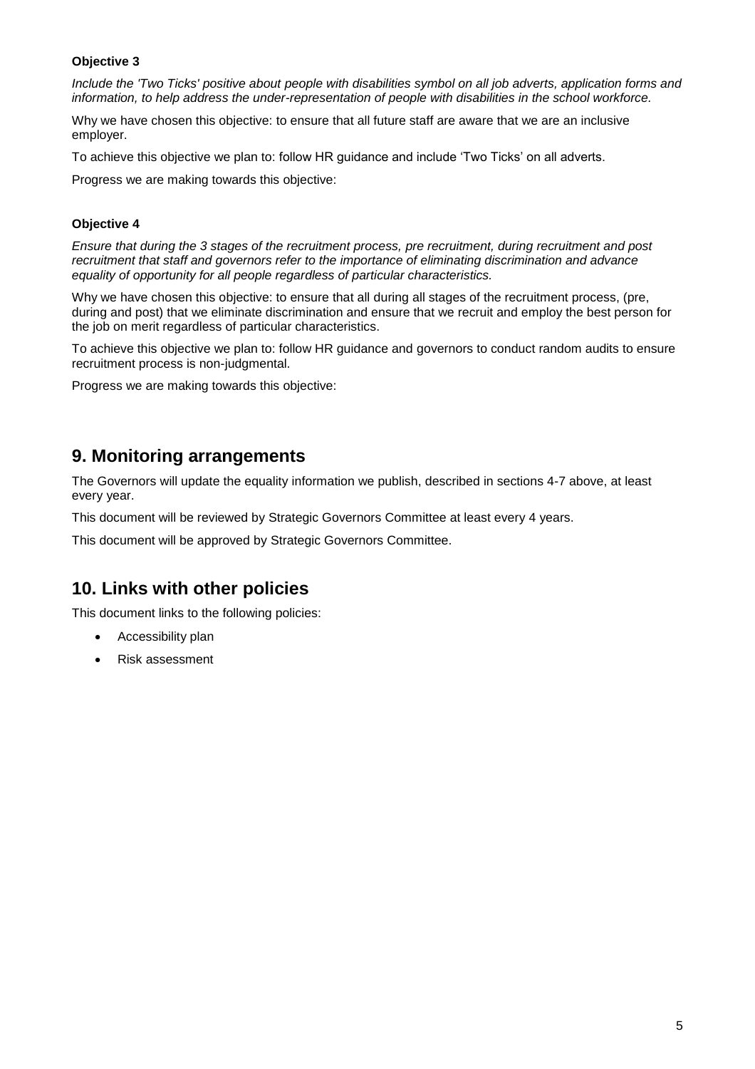**Objective 3**

*Include the 'Two Ticks' positive about people with disabilities symbol on all job adverts, application forms and information, to help address the under-representation of people with disabilities in the school workforce.*

Why we have chosen this objective: to ensure that all future staff are aware that we are an inclusive employer.

To achieve this objective we plan to: follow HR guidance and include 'Two Ticks' on all adverts.

Progress we are making towards this objective:

**Objective 4**

*Ensure that during the 3 stages of the recruitment process, pre recruitment, during recruitment and post recruitment that staff and governors refer to the importance of eliminating discrimination and advance equality of opportunity for all people regardless of particular characteristics.*

Why we have chosen this objective: to ensure that all during all stages of the recruitment process, (pre, during and post) that we eliminate discrimination and ensure that we recruit and employ the best person for the job on merit regardless of particular characteristics.

To achieve this objective we plan to: follow HR guidance and governors to conduct random audits to ensure recruitment process is non-judgmental.

Progress we are making towards this objective:

## 9. Monitoring arrangements

The Governors will update the equality information we publish, described in sections 4-7 above, at least every year.

This document will be reviewed by Strategic Governors Committee at least every 4 years.

This document will be approved by Strategic Governors Committee.

## 10. Links with other policies

This document links to the following policies:

- Accessibility plan
- Risk assessment